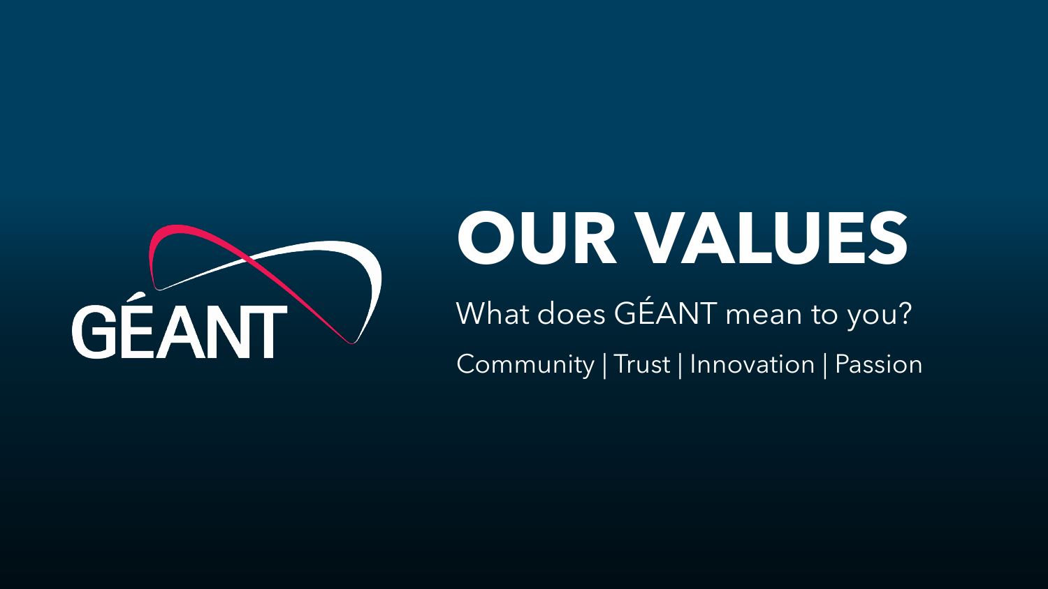GÉANT

# OUR VALUES

What does GÉANT mean to you?

Community | Trust | Innovation | Passion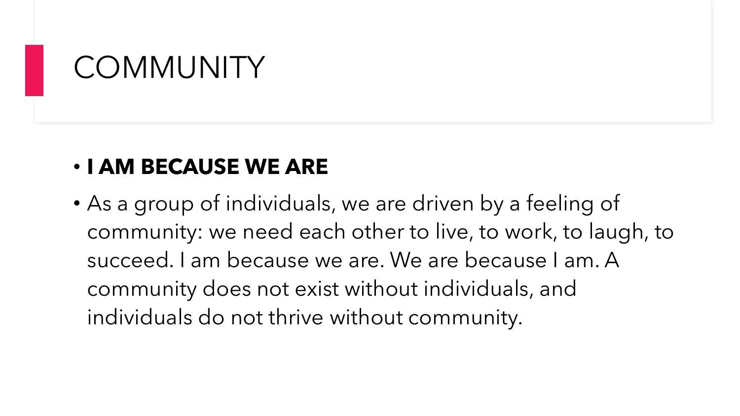# COMMUNITY

- **I AM BECAUSE WE ARE**
- As a group of individuals, we are driven by a feeling of community: we need each other to live, to work, to laugh, to succeed. I am because we are. We are because I am. A community does not exist without individuals, and individuals do not thrive without community.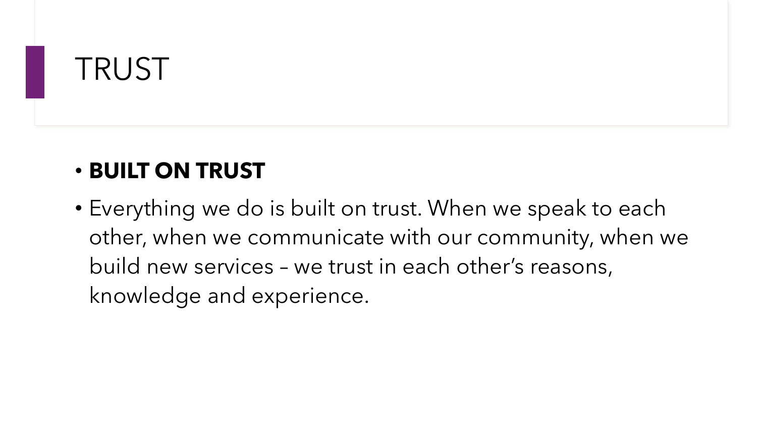# TRUST

- **BUILT ON TRUST**
- Everything we do is built on trust. When we speak to each other, when we communicate with our community, when we build new services – we trust in each other's reasons, knowledge and experience.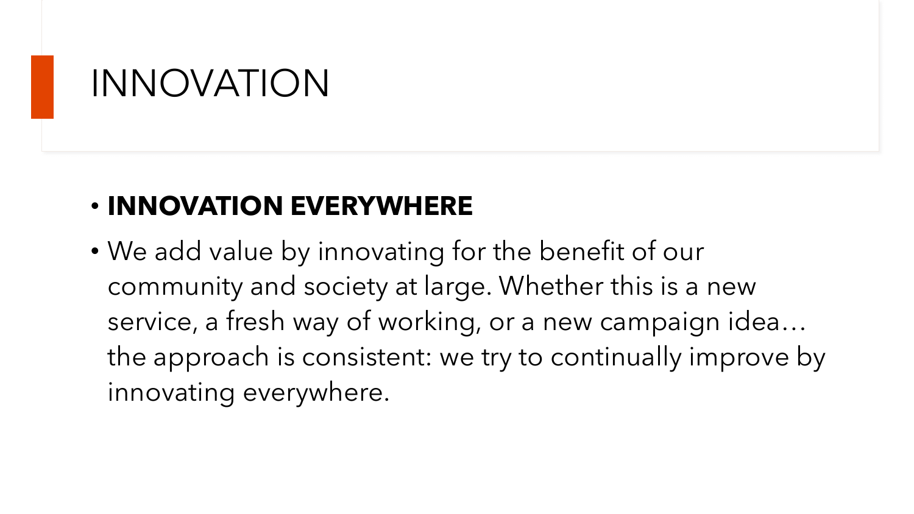# INNOVATION

- **INNOVATION EVERYWHERE**
- We add value by innovating for the benefit of our community and society at large. Whether this is a new service, a fresh way of working, or a new campaign idea… the approach is consistent: we try to continually improve by innovating everywhere.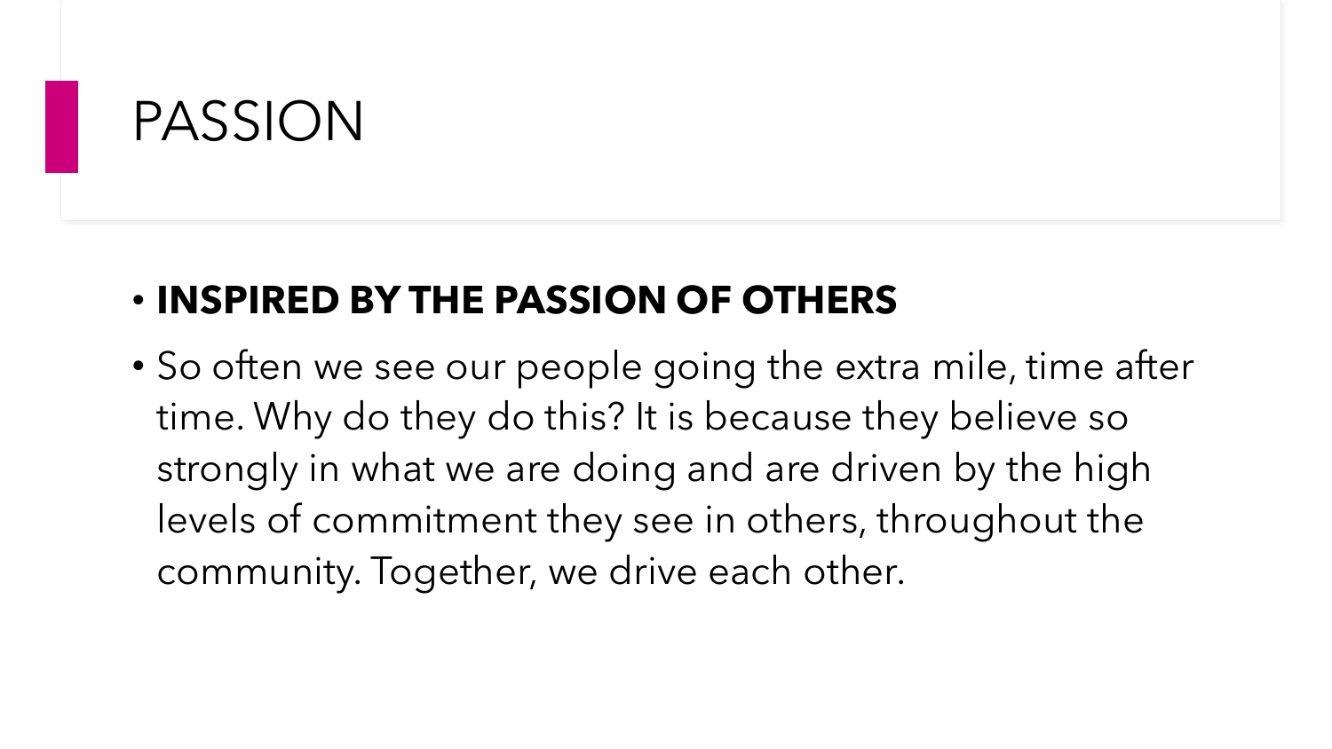# PASSION

- **INSPIRED BY THE PASSION OF OTHERS**
- So often we see our people going the extra mile, time after time. Why do they do this? It is because they believe so strongly in what we are doing and are driven by the high levels of commitment they see in others, throughout the community. Together, we drive each other.